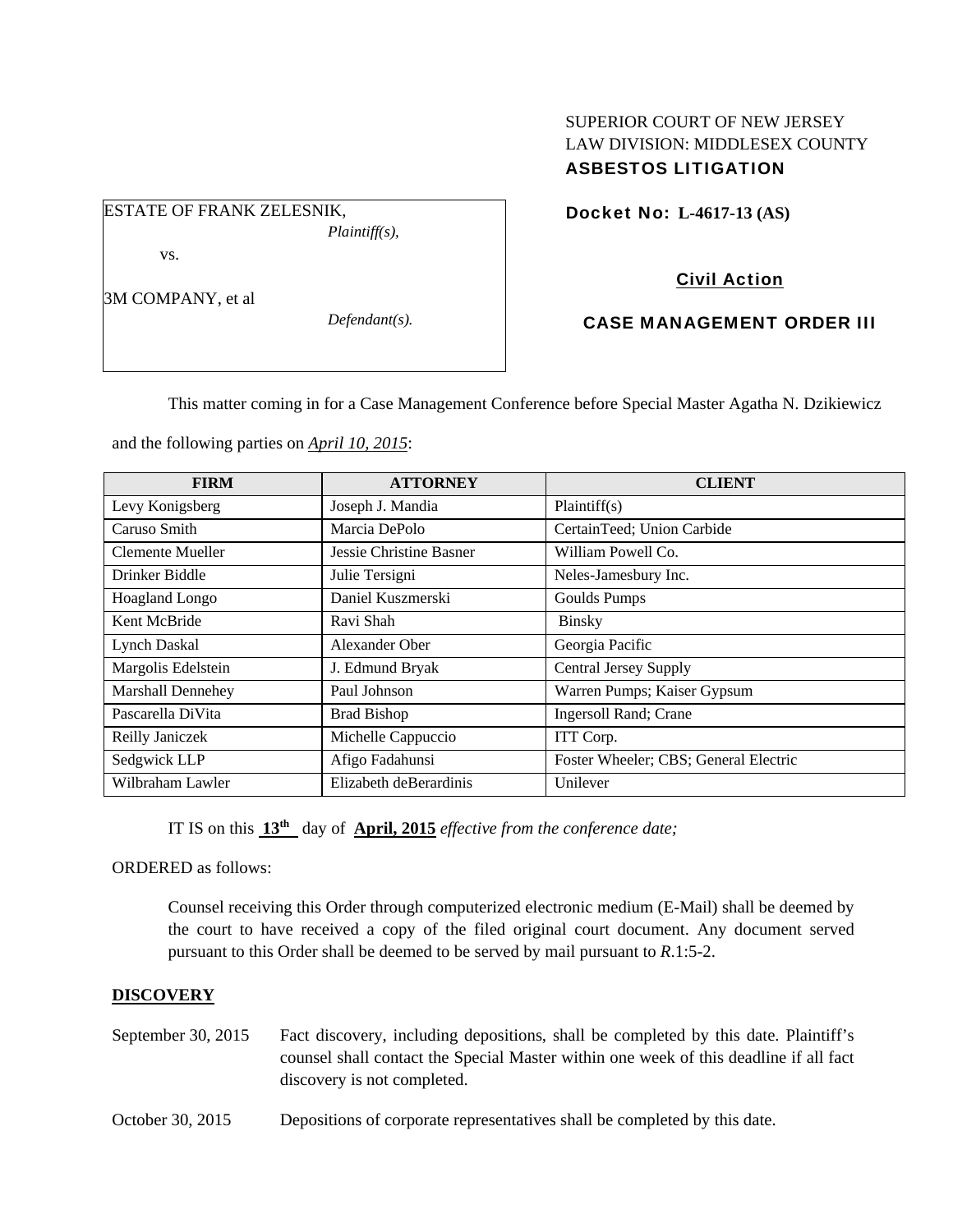SUPERIOR COURT OF NEW JERSEY
LAW DIVISION: MIDDLESEX COUNTY
**ASBESTOS LITIGATION**

ESTATE OF FRANK ZELESNIK,
*Plaintiff(s),*

vs.

3M COMPANY, et al
*Defendant(s).*

**Docket No: L-4617-13 (AS)**

**Civil Action**

**CASE MANAGEMENT ORDER III**

This matter coming in for a Case Management Conference before Special Master Agatha N. Dzikiewicz and the following parties on *April 10, 2015*:

| FIRM | ATTORNEY | CLIENT |
|---|---|---|
| Levy Konigsberg | Joseph J. Mandia | Plaintiff(s) |
| Caruso Smith | Marcia DePolo | CertainTeed; Union Carbide |
| Clemente Mueller | Jessie Christine Basner | William Powell Co. |
| Drinker Biddle | Julie Tersigni | Neles-Jamesbury Inc. |
| Hoagland Longo | Daniel Kuszmerski | Goulds Pumps |
| Kent McBride | Ravi Shah | Binsky |
| Lynch Daskal | Alexander Ober | Georgia Pacific |
| Margolis Edelstein | J. Edmund Bryak | Central Jersey Supply |
| Marshall Dennehey | Paul Johnson | Warren Pumps; Kaiser Gypsum |
| Pascarella DiVita | Brad Bishop | Ingersoll Rand; Crane |
| Reilly Janiczek | Michelle Cappuccio | ITT Corp. |
| Sedgwick LLP | Afigo Fadahunsi | Foster Wheeler; CBS; General Electric |
| Wilbraham Lawler | Elizabeth deBerardinis | Unilever |

IT IS on this **13th** day of **April, 2015** *effective from the conference date;*

ORDERED as follows:

Counsel receiving this Order through computerized electronic medium (E-Mail) shall be deemed by the court to have received a copy of the filed original court document. Any document served pursuant to this Order shall be deemed to be served by mail pursuant to *R*.1:5-2.

**DISCOVERY**

September 30, 2015 — Fact discovery, including depositions, shall be completed by this date. Plaintiff's counsel shall contact the Special Master within one week of this deadline if all fact discovery is not completed.

October 30, 2015 — Depositions of corporate representatives shall be completed by this date.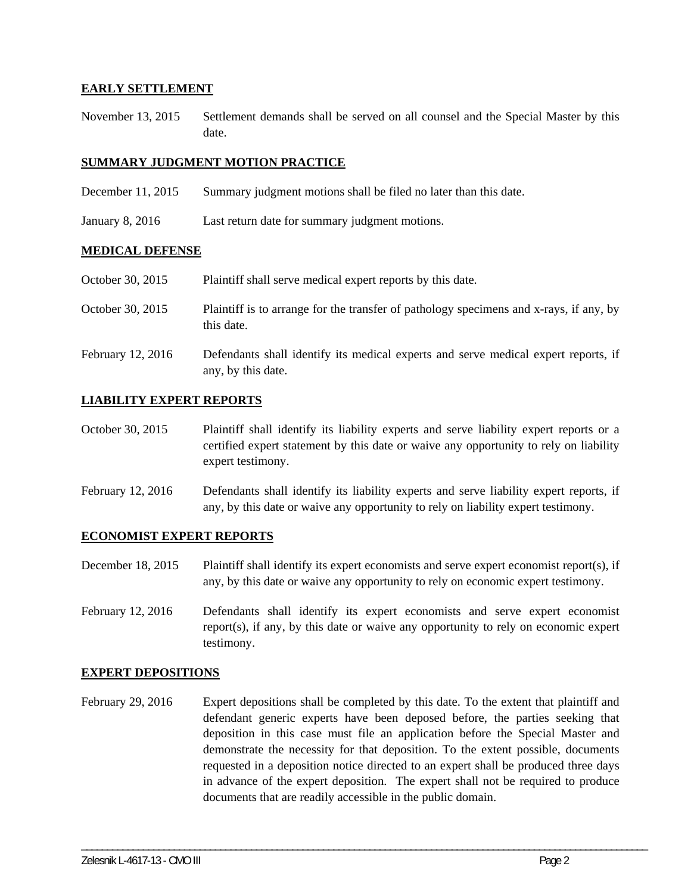**EARLY SETTLEMENT**

November 13, 2015 Settlement demands shall be served on all counsel and the Special Master by this date.

**SUMMARY JUDGMENT MOTION PRACTICE**

December 11, 2015 Summary judgment motions shall be filed no later than this date.

January 8, 2016 Last return date for summary judgment motions.

**MEDICAL DEFENSE**

October 30, 2015 Plaintiff shall serve medical expert reports by this date.

October 30, 2015 Plaintiff is to arrange for the transfer of pathology specimens and x-rays, if any, by this date.

February 12, 2016 Defendants shall identify its medical experts and serve medical expert reports, if any, by this date.

**LIABILITY EXPERT REPORTS**

October 30, 2015 Plaintiff shall identify its liability experts and serve liability expert reports or a certified expert statement by this date or waive any opportunity to rely on liability expert testimony.

February 12, 2016 Defendants shall identify its liability experts and serve liability expert reports, if any, by this date or waive any opportunity to rely on liability expert testimony.

**ECONOMIST EXPERT REPORTS**

December 18, 2015 Plaintiff shall identify its expert economists and serve expert economist report(s), if any, by this date or waive any opportunity to rely on economic expert testimony.

February 12, 2016 Defendants shall identify its expert economists and serve expert economist report(s), if any, by this date or waive any opportunity to rely on economic expert testimony.

**EXPERT DEPOSITIONS**

February 29, 2016 Expert depositions shall be completed by this date. To the extent that plaintiff and defendant generic experts have been deposed before, the parties seeking that deposition in this case must file an application before the Special Master and demonstrate the necessity for that deposition. To the extent possible, documents requested in a deposition notice directed to an expert shall be produced three days in advance of the expert deposition. The expert shall not be required to produce documents that are readily accessible in the public domain.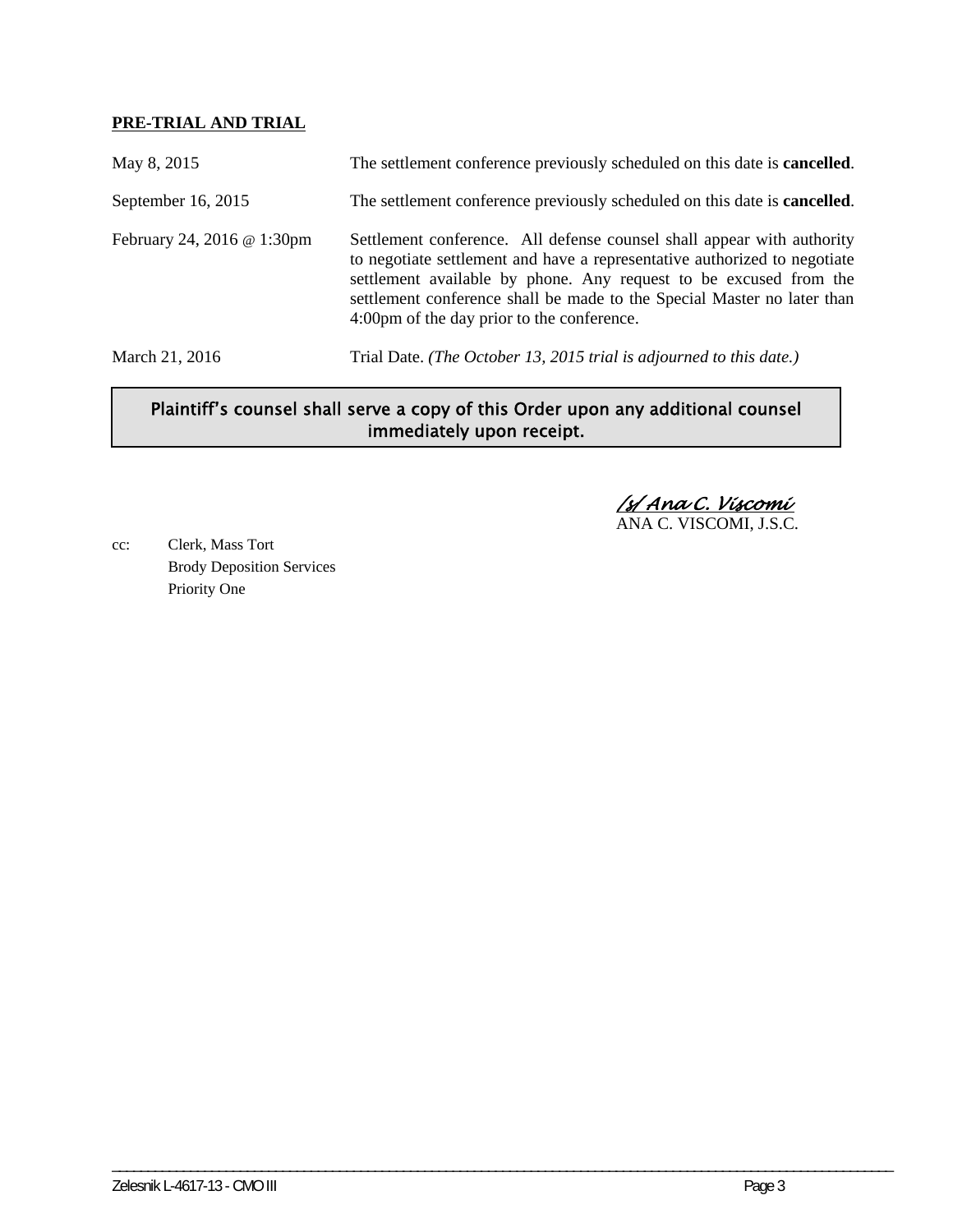**PRE-TRIAL AND TRIAL**

| | |
|---|---|
| May 8, 2015 | The settlement conference previously scheduled on this date is **cancelled**. |
| September 16, 2015 | The settlement conference previously scheduled on this date is **cancelled**. |
| February 24, 2016 @ 1:30pm | Settlement conference. All defense counsel shall appear with authority to negotiate settlement and have a representative authorized to negotiate settlement available by phone. Any request to be excused from the settlement conference shall be made to the Special Master no later than 4:00pm of the day prior to the conference. |
| March 21, 2016 | Trial Date. *(The October 13, 2015 trial is adjourned to this date.)* |

**Plaintiff's counsel shall serve a copy of this Order upon any additional counsel immediately upon receipt.**

*/s/ Ana C. Viscomi*
ANA C. VISCOMI, J.S.C.

cc: Clerk, Mass Tort
Brody Deposition Services
Priority One